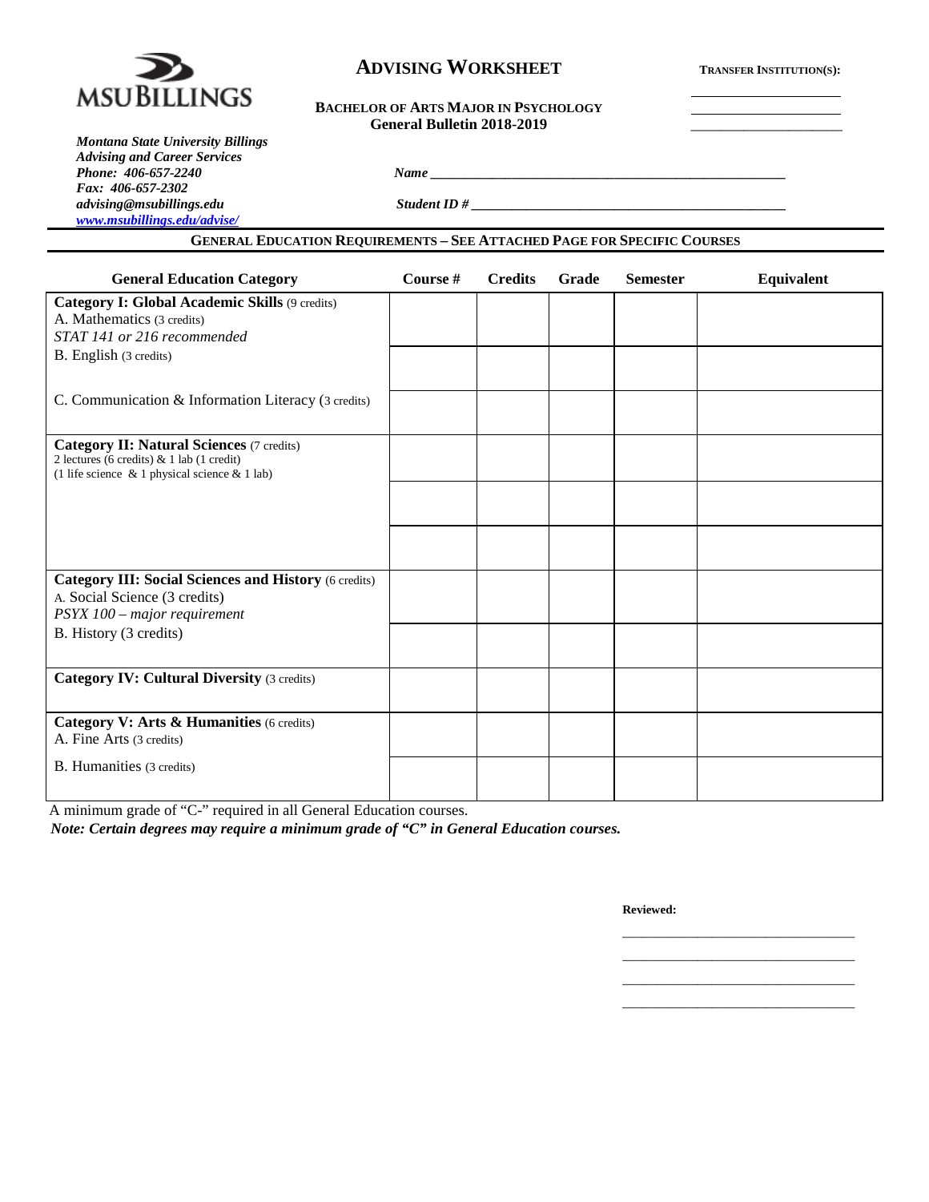MSU BILLINGS

# ADVISING WORKSHEET

**TRANSFER INSTITUTION(S):**

\_\_\_\_\_\_\_\_\_\_\_\_\_\_\_\_\_\_\_\_

\_\_\_\_\_\_\_\_\_\_\_\_\_\_\_\_\_\_\_\_

\_\_\_\_\_\_\_\_\_\_\_\_\_\_\_\_\_\_\_\_

**BACHELOR OF ARTS MAJOR IN PSYCHOLOGY**
**General Bulletin 2018-2019**

***Montana State University Billings***
***Advising and Career Services***
***Phone: 406-657-2240***
***Fax: 406-657-2302***
***advising@msubillings.edu***
***www.msubillings.edu/advise/***

***Name*** \_\_\_\_\_\_\_\_\_\_\_\_\_\_\_\_\_\_\_\_\_\_\_\_\_\_\_\_\_\_\_\_\_\_\_\_\_\_\_\_\_\_\_\_\_\_\_\_\_\_

***Student ID #*** \_\_\_\_\_\_\_\_\_\_\_\_\_\_\_\_\_\_\_\_\_\_\_\_\_\_\_\_\_\_\_\_\_\_\_\_\_\_\_\_\_\_\_\_

## GENERAL EDUCATION REQUIREMENTS – SEE ATTACHED PAGE FOR SPECIFIC COURSES

| General Education Category | Course # | Credits | Grade | Semester | Equivalent |
|---|---|---|---|---|---|
| **Category I: Global Academic Skills** (9 credits)<br>A. Mathematics (3 credits)<br>*STAT 141 or 216 recommended* | | | | | |
| B. English (3 credits) | | | | | |
| C. Communication & Information Literacy (3 credits) | | | | | |
| **Category II: Natural Sciences** (7 credits)<br>2 lectures (6 credits) & 1 lab (1 credit)<br>(1 life science & 1 physical science & 1 lab) | | | | | |
| | | | | | |
| | | | | | |
| **Category III: Social Sciences and History** (6 credits)<br>A. Social Science (3 credits)<br>*PSYX 100 – major requirement* | | | | | |
| B. History (3 credits) | | | | | |
| **Category IV: Cultural Diversity** (3 credits) | | | | | |
| **Category V: Arts & Humanities** (6 credits)<br>A. Fine Arts (3 credits) | | | | | |
| B. Humanities (3 credits) | | | | | |

A minimum grade of "C-" required in all General Education courses.

***Note: Certain degrees may require a minimum grade of "C" in General Education courses.***

**Reviewed:**

\_\_\_\_\_\_\_\_\_\_\_\_\_\_\_\_\_\_\_\_\_\_\_\_\_\_\_\_\_\_\_\_\_\_

\_\_\_\_\_\_\_\_\_\_\_\_\_\_\_\_\_\_\_\_\_\_\_\_\_\_\_\_\_\_\_\_\_\_

\_\_\_\_\_\_\_\_\_\_\_\_\_\_\_\_\_\_\_\_\_\_\_\_\_\_\_\_\_\_\_\_\_\_

\_\_\_\_\_\_\_\_\_\_\_\_\_\_\_\_\_\_\_\_\_\_\_\_\_\_\_\_\_\_\_\_\_\_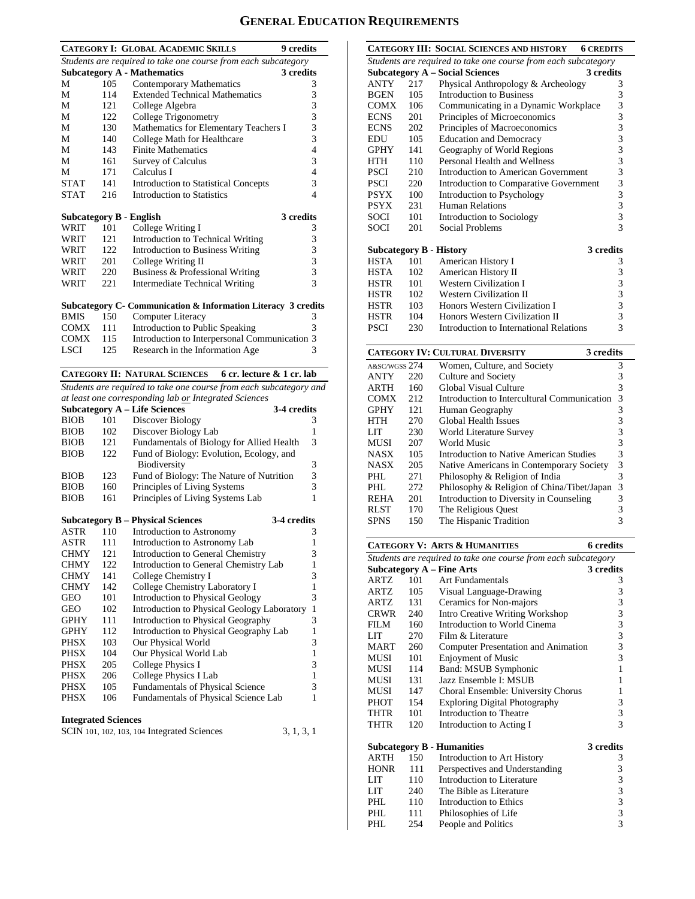# General Education Requirements

## Category I: Global Academic Skills — 9 credits

*Students are required to take one course from each subcategory*

### Subcategory A - Mathematics — 3 credits

| Prefix | Number | Course | Credits |
|---|---|---|---|
| M | 105 | Contemporary Mathematics | 3 |
| M | 114 | Extended Technical Mathematics | 3 |
| M | 121 | College Algebra | 3 |
| M | 122 | College Trigonometry | 3 |
| M | 130 | Mathematics for Elementary Teachers I | 3 |
| M | 140 | College Math for Healthcare | 3 |
| M | 143 | Finite Mathematics | 4 |
| M | 161 | Survey of Calculus | 3 |
| M | 171 | Calculus I | 4 |
| STAT | 141 | Introduction to Statistical Concepts | 3 |
| STAT | 216 | Introduction to Statistics | 4 |

### Subcategory B - English — 3 credits

| Prefix | Number | Course | Credits |
|---|---|---|---|
| WRIT | 101 | College Writing I | 3 |
| WRIT | 121 | Introduction to Technical Writing | 3 |
| WRIT | 122 | Introduction to Business Writing | 3 |
| WRIT | 201 | College Writing II | 3 |
| WRIT | 220 | Business & Professional Writing | 3 |
| WRIT | 221 | Intermediate Technical Writing | 3 |

### Subcategory C- Communication & Information Literacy — 3 credits

| Prefix | Number | Course | Credits |
|---|---|---|---|
| BMIS | 150 | Computer Literacy | 3 |
| COMX | 111 | Introduction to Public Speaking | 3 |
| COMX | 115 | Introduction to Interpersonal Communication | 3 |
| LSCI | 125 | Research in the Information Age | 3 |

## Category II: Natural Sciences — 6 cr. lecture & 1 cr. lab

*Students are required to take one course from each subcategory and at least one corresponding lab or Integrated Sciences*

### Subcategory A – Life Sciences — 3-4 credits

| Prefix | Number | Course | Credits |
|---|---|---|---|
| BIOB | 101 | Discover Biology | 3 |
| BIOB | 102 | Discover Biology Lab | 1 |
| BIOB | 121 | Fundamentals of Biology for Allied Health | 3 |
| BIOB | 122 | Fund of Biology: Evolution, Ecology, and Biodiversity | 3 |
| BIOB | 123 | Fund of Biology: The Nature of Nutrition | 3 |
| BIOB | 160 | Principles of Living Systems | 3 |
| BIOB | 161 | Principles of Living Systems Lab | 1 |

### Subcategory B – Physical Sciences — 3-4 credits

| Prefix | Number | Course | Credits |
|---|---|---|---|
| ASTR | 110 | Introduction to Astronomy | 3 |
| ASTR | 111 | Introduction to Astronomy Lab | 1 |
| CHMY | 121 | Introduction to General Chemistry | 3 |
| CHMY | 122 | Introduction to General Chemistry Lab | 1 |
| CHMY | 141 | College Chemistry I | 3 |
| CHMY | 142 | College Chemistry Laboratory I | 1 |
| GEO | 101 | Introduction to Physical Geology | 3 |
| GEO | 102 | Introduction to Physical Geology Laboratory | 1 |
| GPHY | 111 | Introduction to Physical Geography | 3 |
| GPHY | 112 | Introduction to Physical Geography Lab | 1 |
| PHSX | 103 | Our Physical World | 3 |
| PHSX | 104 | Our Physical World Lab | 1 |
| PHSX | 205 | College Physics I | 3 |
| PHSX | 206 | College Physics I Lab | 1 |
| PHSX | 105 | Fundamentals of Physical Science | 3 |
| PHSX | 106 | Fundamentals of Physical Science Lab | 1 |

### Integrated Sciences

| Course | Credits |
|---|---|
| SCIN 101, 102, 103, 104 Integrated Sciences | 3, 1, 3, 1 |

## Category III: Social Sciences and History — 6 credits

*Students are required to take one course from each subcategory*

### Subcategory A – Social Sciences — 3 credits

| Prefix | Number | Course | Credits |
|---|---|---|---|
| ANTY | 217 | Physical Anthropology & Archeology | 3 |
| BGEN | 105 | Introduction to Business | 3 |
| COMX | 106 | Communicating in a Dynamic Workplace | 3 |
| ECNS | 201 | Principles of Microeconomics | 3 |
| ECNS | 202 | Principles of Macroeconomics | 3 |
| EDU | 105 | Education and Democracy | 3 |
| GPHY | 141 | Geography of World Regions | 3 |
| HTH | 110 | Personal Health and Wellness | 3 |
| PSCI | 210 | Introduction to American Government | 3 |
| PSCI | 220 | Introduction to Comparative Government | 3 |
| PSYX | 100 | Introduction to Psychology | 3 |
| PSYX | 231 | Human Relations | 3 |
| SOCI | 101 | Introduction to Sociology | 3 |
| SOCI | 201 | Social Problems | 3 |

### Subcategory B - History — 3 credits

| Prefix | Number | Course | Credits |
|---|---|---|---|
| HSTA | 101 | American History I | 3 |
| HSTA | 102 | American History II | 3 |
| HSTR | 101 | Western Civilization I | 3 |
| HSTR | 102 | Western Civilization II | 3 |
| HSTR | 103 | Honors Western Civilization I | 3 |
| HSTR | 104 | Honors Western Civilization II | 3 |
| PSCI | 230 | Introduction to International Relations | 3 |

## Category IV: Cultural Diversity — 3 credits

| Prefix | Number | Course | Credits |
|---|---|---|---|
| A&SC/WGSS | 274 | Women, Culture, and Society | 3 |
| ANTY | 220 | Culture and Society | 3 |
| ARTH | 160 | Global Visual Culture | 3 |
| COMX | 212 | Introduction to Intercultural Communication | 3 |
| GPHY | 121 | Human Geography | 3 |
| HTH | 270 | Global Health Issues | 3 |
| LIT | 230 | World Literature Survey | 3 |
| MUSI | 207 | World Music | 3 |
| NASX | 105 | Introduction to Native American Studies | 3 |
| NASX | 205 | Native Americans in Contemporary Society | 3 |
| PHL | 271 | Philosophy & Religion of India | 3 |
| PHL | 272 | Philosophy & Religion of China/Tibet/Japan | 3 |
| REHA | 201 | Introduction to Diversity in Counseling | 3 |
| RLST | 170 | The Religious Quest | 3 |
| SPNS | 150 | The Hispanic Tradition | 3 |

## Category V: Arts & Humanities — 6 credits

*Students are required to take one course from each subcategory*

### Subcategory A – Fine Arts — 3 credits

| Prefix | Number | Course | Credits |
|---|---|---|---|
| ARTZ | 101 | Art Fundamentals | 3 |
| ARTZ | 105 | Visual Language-Drawing | 3 |
| ARTZ | 131 | Ceramics for Non-majors | 3 |
| CRWR | 240 | Intro Creative Writing Workshop | 3 |
| FILM | 160 | Introduction to World Cinema | 3 |
| LIT | 270 | Film & Literature | 3 |
| MART | 260 | Computer Presentation and Animation | 3 |
| MUSI | 101 | Enjoyment of Music | 3 |
| MUSI | 114 | Band: MSUB Symphonic | 1 |
| MUSI | 131 | Jazz Ensemble I: MSUB | 1 |
| MUSI | 147 | Choral Ensemble: University Chorus | 1 |
| PHOT | 154 | Exploring Digital Photography | 3 |
| THTR | 101 | Introduction to Theatre | 3 |
| THTR | 120 | Introduction to Acting I | 3 |

### Subcategory B - Humanities — 3 credits

| Prefix | Number | Course | Credits |
|---|---|---|---|
| ARTH | 150 | Introduction to Art History | 3 |
| HONR | 111 | Perspectives and Understanding | 3 |
| LIT | 110 | Introduction to Literature | 3 |
| LIT | 240 | The Bible as Literature | 3 |
| PHL | 110 | Introduction to Ethics | 3 |
| PHL | 111 | Philosophies of Life | 3 |
| PHL | 254 | People and Politics | 3 |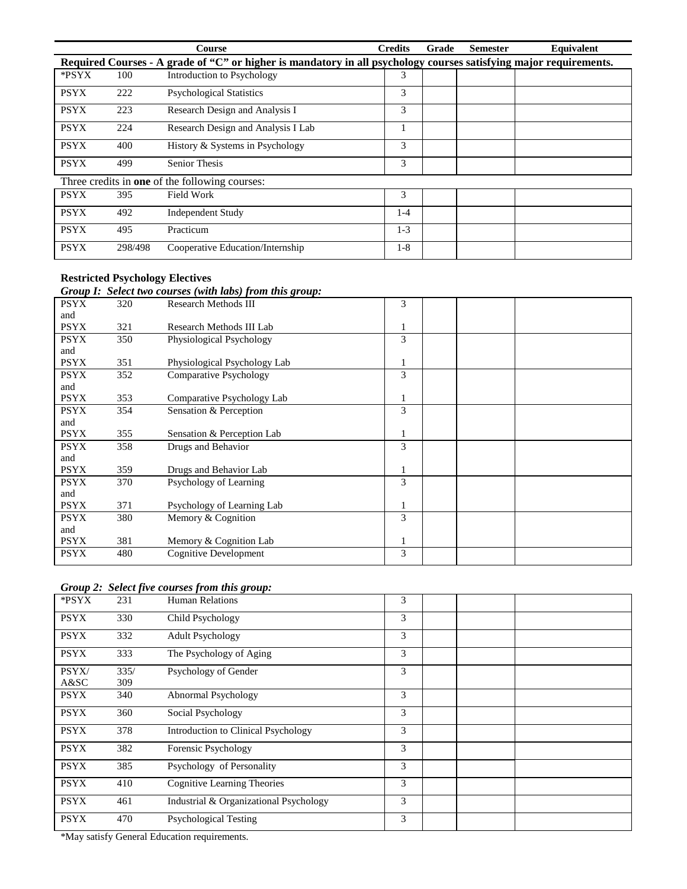| | | Course | Credits | Grade | Semester | Equivalent |
|---|---|---|---|---|---|---|
| **Required Courses - A grade of "C" or higher is mandatory in all psychology courses satisfying major requirements.** | | | | | | |
| *PSYX | 100 | Introduction to Psychology | 3 | | | |
| PSYX | 222 | Psychological Statistics | 3 | | | |
| PSYX | 223 | Research Design and Analysis I | 3 | | | |
| PSYX | 224 | Research Design and Analysis I Lab | 1 | | | |
| PSYX | 400 | History & Systems in Psychology | 3 | | | |
| PSYX | 499 | Senior Thesis | 3 | | | |
| Three credits in **one** of the following courses: | | | | | | |
| PSYX | 395 | Field Work | 3 | | | |
| PSYX | 492 | Independent Study | 1-4 | | | |
| PSYX | 495 | Practicum | 1-3 | | | |
| PSYX | 298/498 | Cooperative Education/Internship | 1-8 | | | |

**Restricted Psychology Electives**

***Group I: Select two courses (with labs) from this group:***

| | | Course | Credits | Grade | Semester | Equivalent |
|---|---|---|---|---|---|---|
| PSYX and PSYX | 320 / 321 | Research Methods III / Research Methods III Lab | 3 / 1 | | | |
| PSYX and PSYX | 350 / 351 | Physiological Psychology / Physiological Psychology Lab | 3 / 1 | | | |
| PSYX and PSYX | 352 / 353 | Comparative Psychology / Comparative Psychology Lab | 3 / 1 | | | |
| PSYX and PSYX | 354 / 355 | Sensation & Perception / Sensation & Perception Lab | 3 / 1 | | | |
| PSYX and PSYX | 358 / 359 | Drugs and Behavior / Drugs and Behavior Lab | 3 / 1 | | | |
| PSYX and PSYX | 370 / 371 | Psychology of Learning / Psychology of Learning Lab | 3 / 1 | | | |
| PSYX and PSYX | 380 / 381 | Memory & Cognition / Memory & Cognition Lab | 3 / 1 | | | |
| PSYX | 480 | Cognitive Development | 3 | | | |

***Group 2: Select five courses from this group:***

| | | Course | Credits | Grade | Semester | Equivalent |
|---|---|---|---|---|---|---|
| *PSYX | 231 | Human Relations | 3 | | | |
| PSYX | 330 | Child Psychology | 3 | | | |
| PSYX | 332 | Adult Psychology | 3 | | | |
| PSYX | 333 | The Psychology of Aging | 3 | | | |
| PSYX/ A&SC | 335/ 309 | Psychology of Gender | 3 | | | |
| PSYX | 340 | Abnormal Psychology | 3 | | | |
| PSYX | 360 | Social Psychology | 3 | | | |
| PSYX | 378 | Introduction to Clinical Psychology | 3 | | | |
| PSYX | 382 | Forensic Psychology | 3 | | | |
| PSYX | 385 | Psychology of Personality | 3 | | | |
| PSYX | 410 | Cognitive Learning Theories | 3 | | | |
| PSYX | 461 | Industrial & Organizational Psychology | 3 | | | |
| PSYX | 470 | Psychological Testing | 3 | | | |

*May satisfy General Education requirements.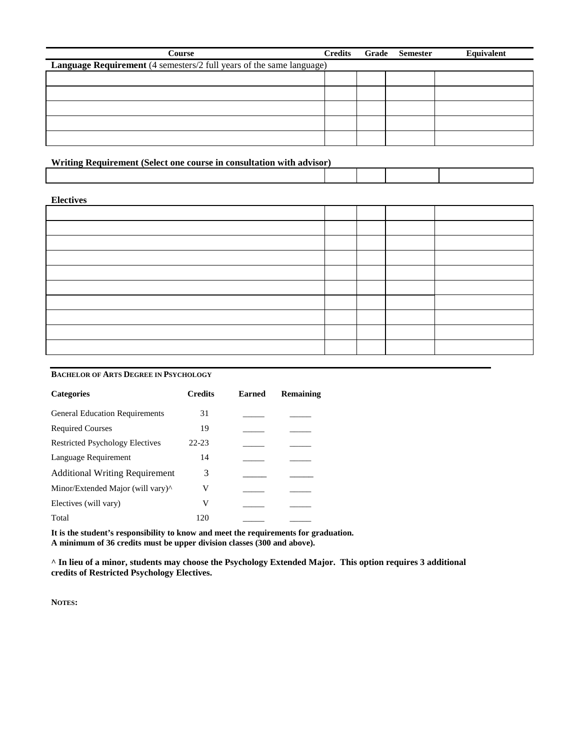| Course | Credits | Grade | Semester | Equivalent |
|---|---|---|---|---|
| **Language Requirement** (4 semesters/2 full years of the same language) | | | | |
| | | | | |
| | | | | |
| | | | | |
| | | | | |
| | | | | |

**Writing Requirement (Select one course in consultation with advisor)**

| | | | | |
|---|---|---|---|---|
| | | | | |

**Electives**

| | | | | |
|---|---|---|---|---|
| | | | | |
| | | | | |
| | | | | |
| | | | | |
| | | | | |
| | | | | |
| | | | | |
| | | | | |
| | | | | |
| | | | | |

**BACHELOR OF ARTS DEGREE IN PSYCHOLOGY**

| Categories | Credits | Earned | Remaining |
|---|---|---|---|
| General Education Requirements | 31 | _____ | _____ |
| Required Courses | 19 | _____ | _____ |
| Restricted Psychology Electives | 22-23 | _____ | _____ |
| Language Requirement | 14 | _____ | _____ |
| Additional Writing Requirement | 3 | _____ | _____ |
| Minor/Extended Major (will vary)^ | V | _____ | _____ |
| Electives (will vary) | V | _____ | _____ |
| Total | 120 | _____ | _____ |

**It is the student's responsibility to know and meet the requirements for graduation.**
**A minimum of 36 credits must be upper division classes (300 and above).**

**^ In lieu of a minor, students may choose the Psychology Extended Major. This option requires 3 additional credits of Restricted Psychology Electives.**

**NOTES:**